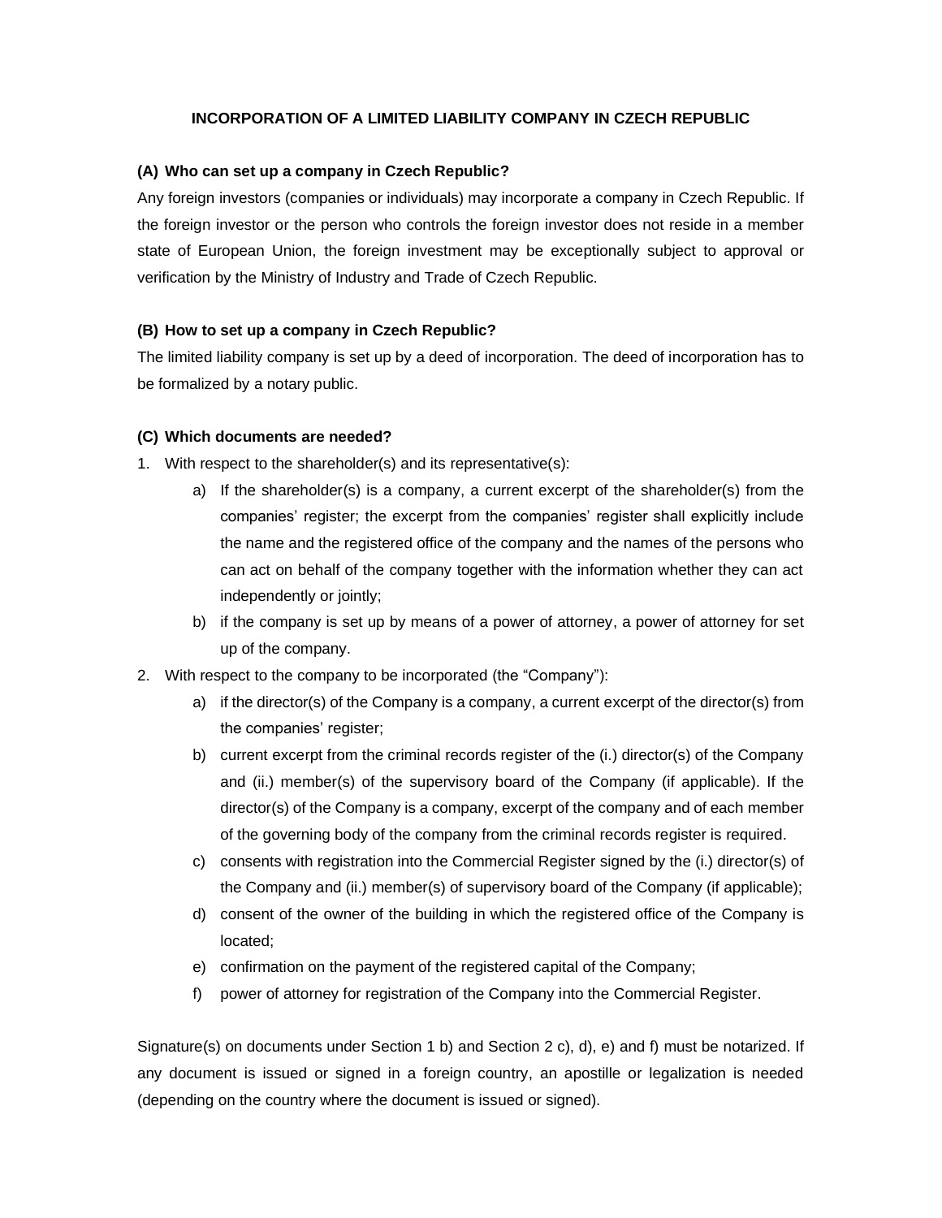# INCORPORATION OF A LIMITED LIABILITY COMPANY IN CZECH REPUBLIC

## (A) Who can set up a company in Czech Republic?

Any foreign investors (companies or individuals) may incorporate a company in Czech Republic. If the foreign investor or the person who controls the foreign investor does not reside in a member state of European Union, the foreign investment may be exceptionally subject to approval or verification by the Ministry of Industry and Trade of Czech Republic.

## (B) How to set up a company in Czech Republic?

The limited liability company is set up by a deed of incorporation. The deed of incorporation has to be formalized by a notary public.

## (C) Which documents are needed?

1. With respect to the shareholder(s) and its representative(s):
   - a) If the shareholder(s) is a company, a current excerpt of the shareholder(s) from the companies' register; the excerpt from the companies' register shall explicitly include the name and the registered office of the company and the names of the persons who can act on behalf of the company together with the information whether they can act independently or jointly;
   - b) if the company is set up by means of a power of attorney, a power of attorney for set up of the company.
2. With respect to the company to be incorporated (the "Company"):
   - a) if the director(s) of the Company is a company, a current excerpt of the director(s) from the companies' register;
   - b) current excerpt from the criminal records register of the (i.) director(s) of the Company and (ii.) member(s) of the supervisory board of the Company (if applicable). If the director(s) of the Company is a company, excerpt of the company and of each member of the governing body of the company from the criminal records register is required.
   - c) consents with registration into the Commercial Register signed by the (i.) director(s) of the Company and (ii.) member(s) of supervisory board of the Company (if applicable);
   - d) consent of the owner of the building in which the registered office of the Company is located;
   - e) confirmation on the payment of the registered capital of the Company;
   - f) power of attorney for registration of the Company into the Commercial Register.

Signature(s) on documents under Section 1 b) and Section 2 c), d), e) and f) must be notarized. If any document is issued or signed in a foreign country, an apostille or legalization is needed (depending on the country where the document is issued or signed).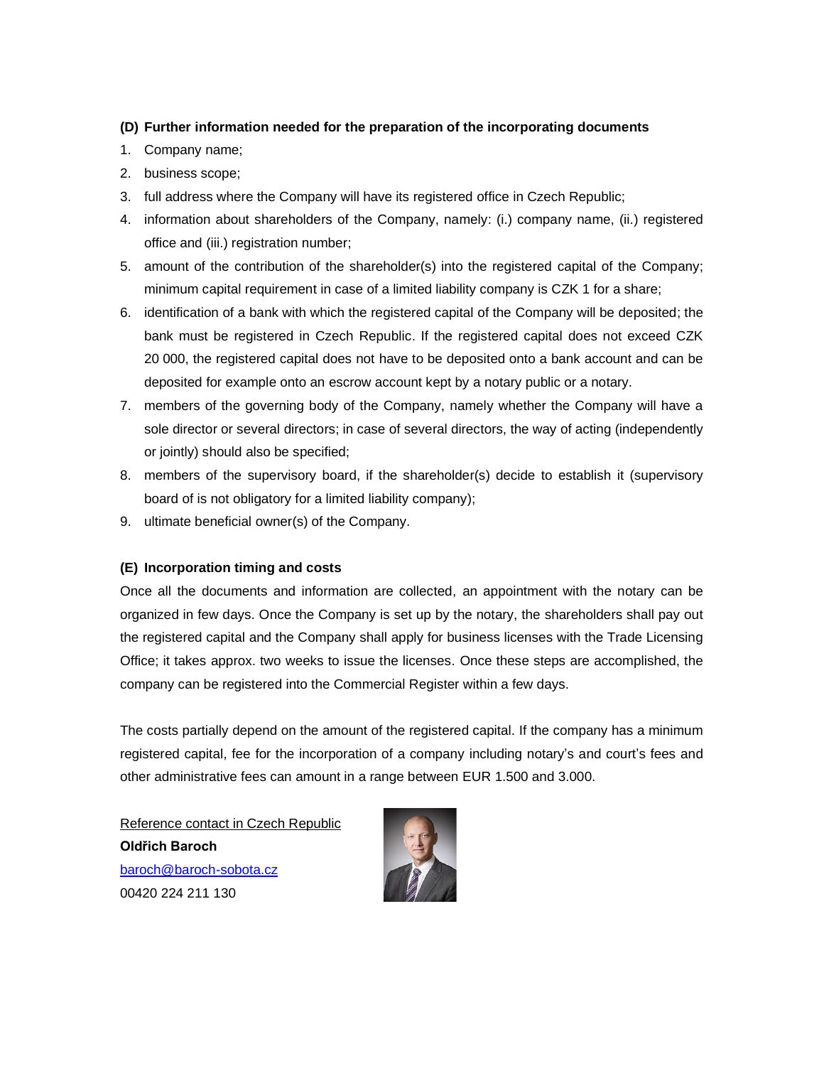**(D) Further information needed for the preparation of the incorporating documents**

1. Company name;
2. business scope;
3. full address where the Company will have its registered office in Czech Republic;
4. information about shareholders of the Company, namely: (i.) company name, (ii.) registered office and (iii.) registration number;
5. amount of the contribution of the shareholder(s) into the registered capital of the Company; minimum capital requirement in case of a limited liability company is CZK 1 for a share;
6. identification of a bank with which the registered capital of the Company will be deposited; the bank must be registered in Czech Republic. If the registered capital does not exceed CZK 20 000, the registered capital does not have to be deposited onto a bank account and can be deposited for example onto an escrow account kept by a notary public or a notary.
7. members of the governing body of the Company, namely whether the Company will have a sole director or several directors; in case of several directors, the way of acting (independently or jointly) should also be specified;
8. members of the supervisory board, if the shareholder(s) decide to establish it (supervisory board of is not obligatory for a limited liability company);
9. ultimate beneficial owner(s) of the Company.

**(E) Incorporation timing and costs**

Once all the documents and information are collected, an appointment with the notary can be organized in few days. Once the Company is set up by the notary, the shareholders shall pay out the registered capital and the Company shall apply for business licenses with the Trade Licensing Office; it takes approx. two weeks to issue the licenses. Once these steps are accomplished, the company can be registered into the Commercial Register within a few days.

The costs partially depend on the amount of the registered capital. If the company has a minimum registered capital, fee for the incorporation of a company including notary's and court's fees and other administrative fees can amount in a range between EUR 1.500 and 3.000.

Reference contact in Czech Republic
**Oldřich Baroch**
baroch@baroch-sobota.cz
00420 224 211 130